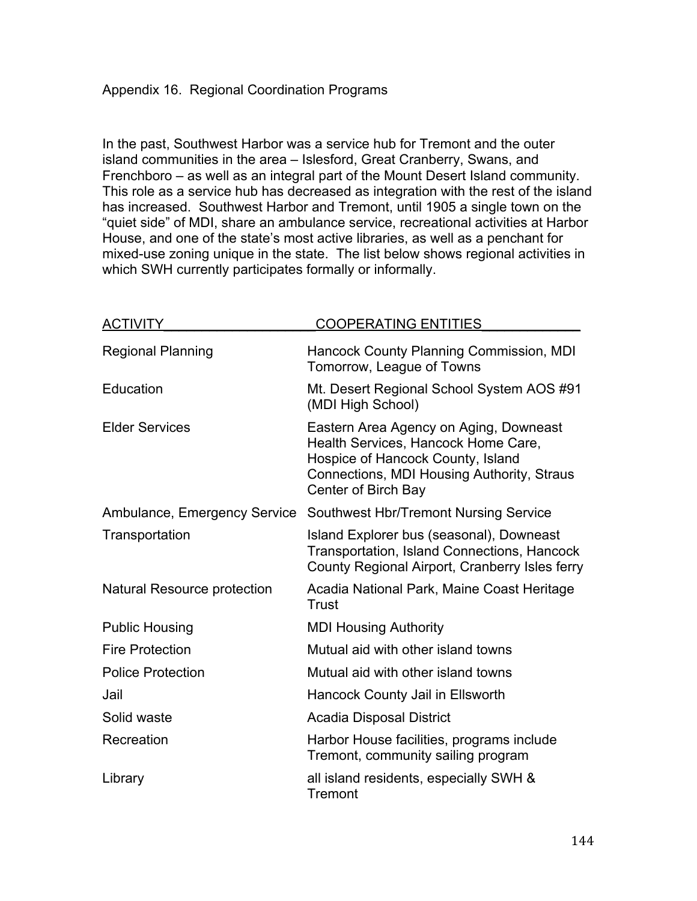# Appendix 16. Regional Coordination Programs

In the past, Southwest Harbor was a service hub for Tremont and the outer island communities in the area – Islesford, Great Cranberry, Swans, and Frenchboro – as well as an integral part of the Mount Desert Island community. This role as a service hub has decreased as integration with the rest of the island has increased. Southwest Harbor and Tremont, until 1905 a single town on the "quiet side" of MDI, share an ambulance service, recreational activities at Harbor House, and one of the state's most active libraries, as well as a penchant for mixed-use zoning unique in the state. The list below shows regional activities in which SWH currently participates formally or informally.

| ACTIVITY | COOPERATING ENTITIES |
|---|---|
| Regional Planning | Hancock County Planning Commission, MDI Tomorrow, League of Towns |
| Education | Mt. Desert Regional School System AOS #91 (MDI High School) |
| Elder Services | Eastern Area Agency on Aging, Downeast Health Services, Hancock Home Care, Hospice of Hancock County, Island Connections, MDI Housing Authority, Straus Center of Birch Bay |
| Ambulance, Emergency Service | Southwest Hbr/Tremont Nursing Service |
| Transportation | Island Explorer bus (seasonal), Downeast Transportation, Island Connections, Hancock County Regional Airport, Cranberry Isles ferry |
| Natural Resource protection | Acadia National Park, Maine Coast Heritage Trust |
| Public Housing | MDI Housing Authority |
| Fire Protection | Mutual aid with other island towns |
| Police Protection | Mutual aid with other island towns |
| Jail | Hancock County Jail in Ellsworth |
| Solid waste | Acadia Disposal District |
| Recreation | Harbor House facilities, programs include Tremont, community sailing program |
| Library | all island residents, especially SWH & Tremont |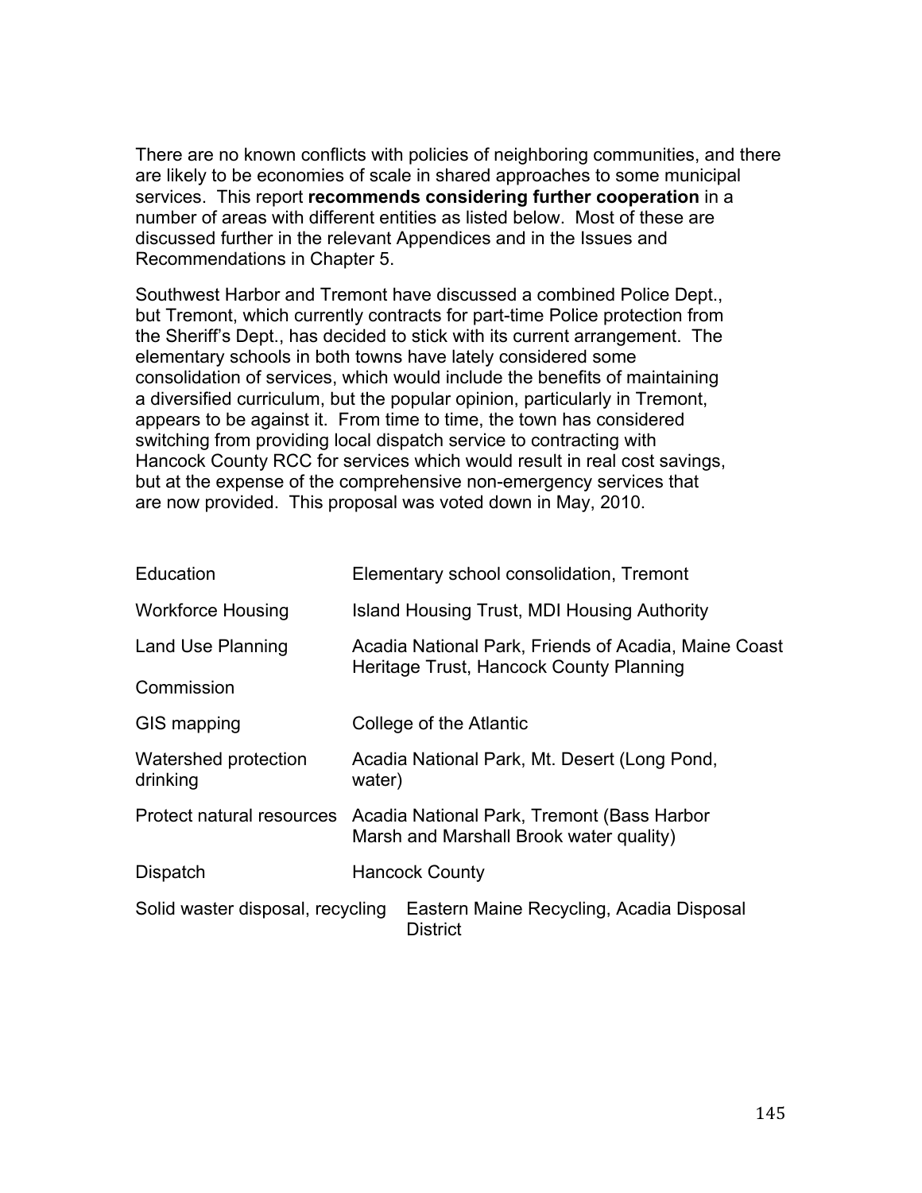There are no known conflicts with policies of neighboring communities, and there are likely to be economies of scale in shared approaches to some municipal services. This report **recommends considering further cooperation** in a number of areas with different entities as listed below. Most of these are discussed further in the relevant Appendices and in the Issues and Recommendations in Chapter 5.

Southwest Harbor and Tremont have discussed a combined Police Dept., but Tremont, which currently contracts for part-time Police protection from the Sheriff's Dept., has decided to stick with its current arrangement. The elementary schools in both towns have lately considered some consolidation of services, which would include the benefits of maintaining a diversified curriculum, but the popular opinion, particularly in Tremont, appears to be against it. From time to time, the town has considered switching from providing local dispatch service to contracting with Hancock County RCC for services which would result in real cost savings, but at the expense of the comprehensive non-emergency services that are now provided. This proposal was voted down in May, 2010.

| | |
|---|---|
| Education | Elementary school consolidation, Tremont |
| Workforce Housing | Island Housing Trust, MDI Housing Authority |
| Land Use Planning | Acadia National Park, Friends of Acadia, Maine Coast Heritage Trust, Hancock County Planning Commission |
| GIS mapping | College of the Atlantic |
| Watershed protection drinking | Acadia National Park, Mt. Desert (Long Pond, water) |
| Protect natural resources | Acadia National Park, Tremont (Bass Harbor Marsh and Marshall Brook water quality) |
| Dispatch | Hancock County |
| Solid waster disposal, recycling | Eastern Maine Recycling, Acadia Disposal District |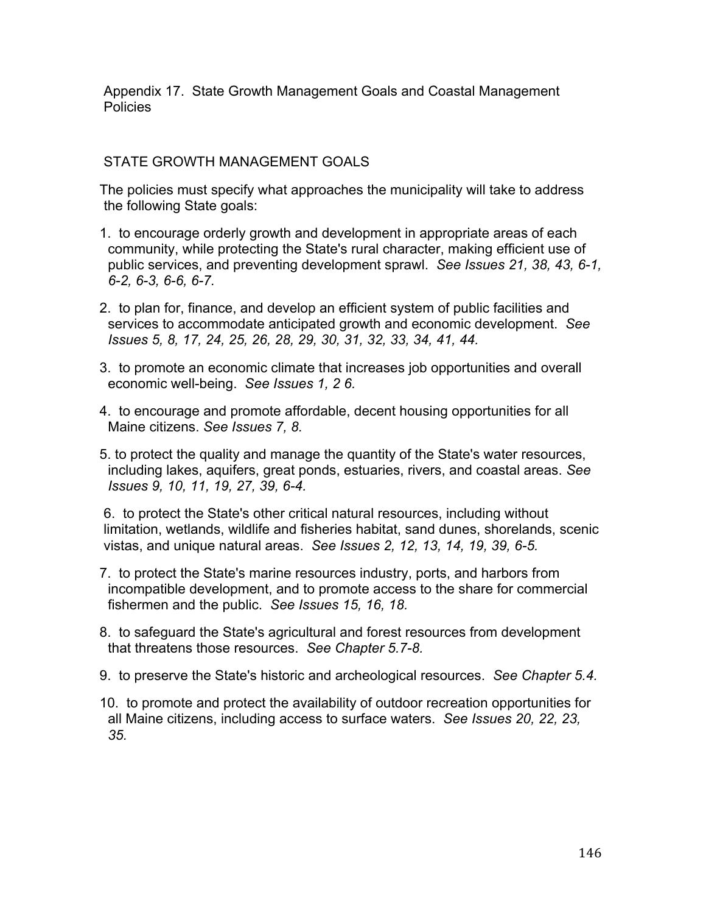Appendix 17. State Growth Management Goals and Coastal Management Policies

## STATE GROWTH MANAGEMENT GOALS

The policies must specify what approaches the municipality will take to address the following State goals:

1. to encourage orderly growth and development in appropriate areas of each community, while protecting the State's rural character, making efficient use of public services, and preventing development sprawl. *See Issues 21, 38, 43, 6-1, 6-2, 6-3, 6-6, 6-7.*
2. to plan for, finance, and develop an efficient system of public facilities and services to accommodate anticipated growth and economic development. *See Issues 5, 8, 17, 24, 25, 26, 28, 29, 30, 31, 32, 33, 34, 41, 44.*
3. to promote an economic climate that increases job opportunities and overall economic well-being. *See Issues 1, 2 6.*
4. to encourage and promote affordable, decent housing opportunities for all Maine citizens. *See Issues 7, 8.*
5. to protect the quality and manage the quantity of the State's water resources, including lakes, aquifers, great ponds, estuaries, rivers, and coastal areas. *See Issues 9, 10, 11, 19, 27, 39, 6-4.*
6. to protect the State's other critical natural resources, including without limitation, wetlands, wildlife and fisheries habitat, sand dunes, shorelands, scenic vistas, and unique natural areas. *See Issues 2, 12, 13, 14, 19, 39, 6-5.*
7. to protect the State's marine resources industry, ports, and harbors from incompatible development, and to promote access to the share for commercial fishermen and the public. *See Issues 15, 16, 18.*
8. to safeguard the State's agricultural and forest resources from development that threatens those resources. *See Chapter 5.7-8.*
9. to preserve the State's historic and archeological resources. *See Chapter 5.4.*
10. to promote and protect the availability of outdoor recreation opportunities for all Maine citizens, including access to surface waters. *See Issues 20, 22, 23, 35.*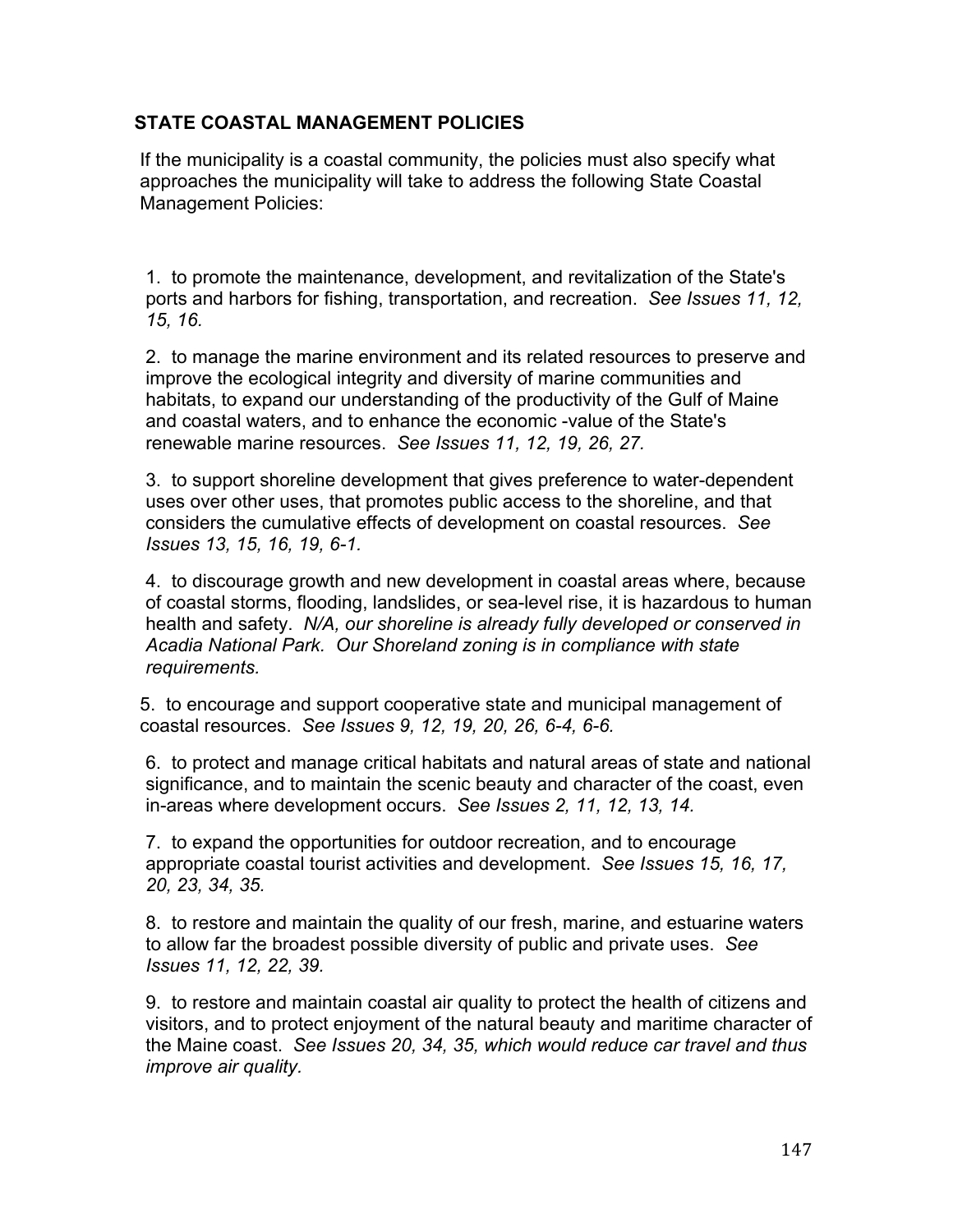## STATE COASTAL MANAGEMENT POLICIES

If the municipality is a coastal community, the policies must also specify what approaches the municipality will take to address the following State Coastal Management Policies:

1. to promote the maintenance, development, and revitalization of the State's ports and harbors for fishing, transportation, and recreation. *See Issues 11, 12, 15, 16.*

2. to manage the marine environment and its related resources to preserve and improve the ecological integrity and diversity of marine communities and habitats, to expand our understanding of the productivity of the Gulf of Maine and coastal waters, and to enhance the economic -value of the State's renewable marine resources. *See Issues 11, 12, 19, 26, 27.*

3. to support shoreline development that gives preference to water-dependent uses over other uses, that promotes public access to the shoreline, and that considers the cumulative effects of development on coastal resources. *See Issues 13, 15, 16, 19, 6-1.*

4. to discourage growth and new development in coastal areas where, because of coastal storms, flooding, landslides, or sea-level rise, it is hazardous to human health and safety. *N/A, our shoreline is already fully developed or conserved in Acadia National Park. Our Shoreland zoning is in compliance with state requirements.*

5. to encourage and support cooperative state and municipal management of coastal resources. *See Issues 9, 12, 19, 20, 26, 6-4, 6-6.*

6. to protect and manage critical habitats and natural areas of state and national significance, and to maintain the scenic beauty and character of the coast, even in-areas where development occurs. *See Issues 2, 11, 12, 13, 14.*

7. to expand the opportunities for outdoor recreation, and to encourage appropriate coastal tourist activities and development. *See Issues 15, 16, 17, 20, 23, 34, 35.*

8. to restore and maintain the quality of our fresh, marine, and estuarine waters to allow far the broadest possible diversity of public and private uses. *See Issues 11, 12, 22, 39.*

9. to restore and maintain coastal air quality to protect the health of citizens and visitors, and to protect enjoyment of the natural beauty and maritime character of the Maine coast. *See Issues 20, 34, 35, which would reduce car travel and thus improve air quality.*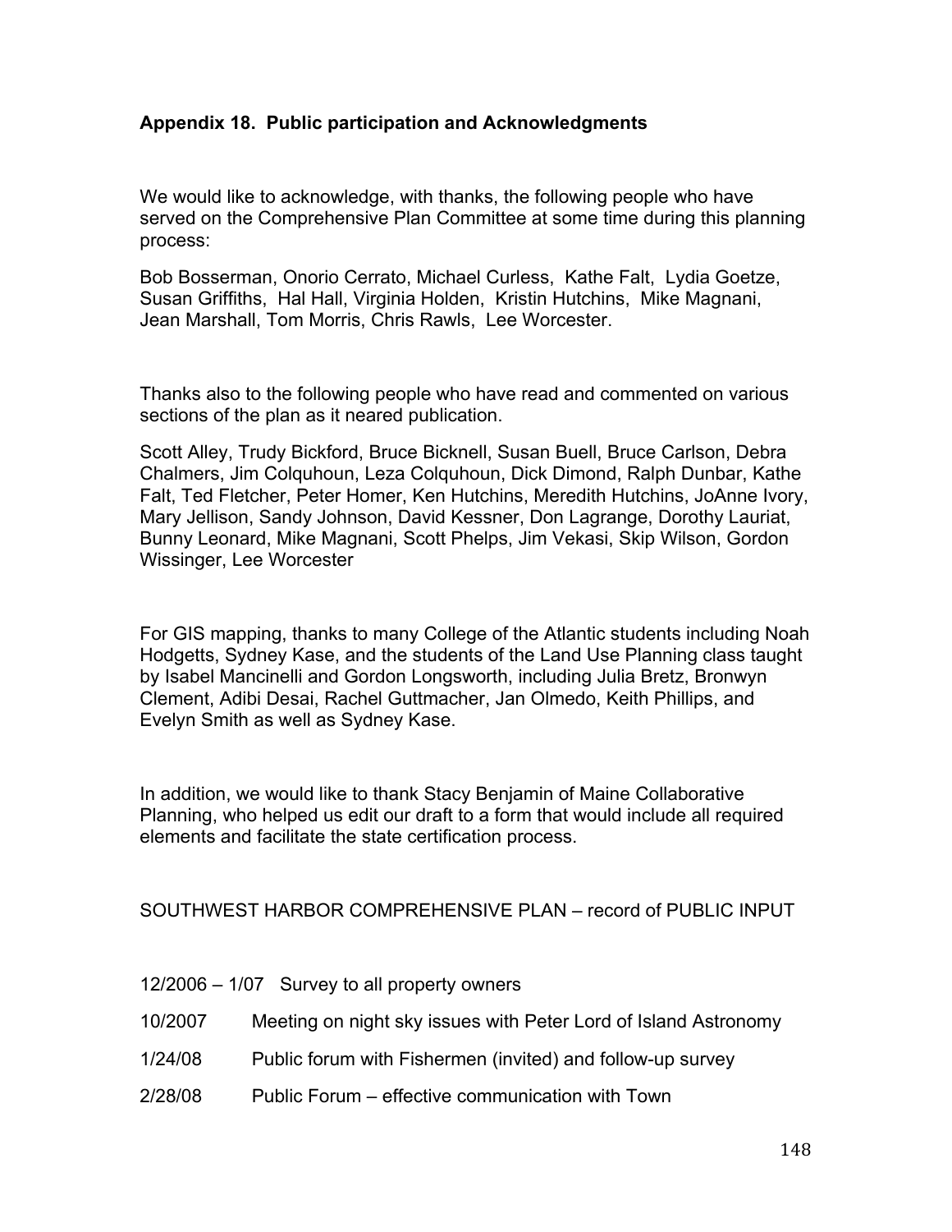**Appendix 18. Public participation and Acknowledgments**

We would like to acknowledge, with thanks, the following people who have served on the Comprehensive Plan Committee at some time during this planning process:

Bob Bosserman, Onorio Cerrato, Michael Curless, Kathe Falt, Lydia Goetze, Susan Griffiths, Hal Hall, Virginia Holden, Kristin Hutchins, Mike Magnani, Jean Marshall, Tom Morris, Chris Rawls, Lee Worcester.

Thanks also to the following people who have read and commented on various sections of the plan as it neared publication.

Scott Alley, Trudy Bickford, Bruce Bicknell, Susan Buell, Bruce Carlson, Debra Chalmers, Jim Colquhoun, Leza Colquhoun, Dick Dimond, Ralph Dunbar, Kathe Falt, Ted Fletcher, Peter Homer, Ken Hutchins, Meredith Hutchins, JoAnne Ivory, Mary Jellison, Sandy Johnson, David Kessner, Don Lagrange, Dorothy Lauriat, Bunny Leonard, Mike Magnani, Scott Phelps, Jim Vekasi, Skip Wilson, Gordon Wissinger, Lee Worcester

For GIS mapping, thanks to many College of the Atlantic students including Noah Hodgetts, Sydney Kase, and the students of the Land Use Planning class taught by Isabel Mancinelli and Gordon Longsworth, including Julia Bretz, Bronwyn Clement, Adibi Desai, Rachel Guttmacher, Jan Olmedo, Keith Phillips, and Evelyn Smith as well as Sydney Kase.

In addition, we would like to thank Stacy Benjamin of Maine Collaborative Planning, who helped us edit our draft to a form that would include all required elements and facilitate the state certification process.

SOUTHWEST HARBOR COMPREHENSIVE PLAN – record of PUBLIC INPUT

12/2006 – 1/07 Survey to all property owners

10/2007 Meeting on night sky issues with Peter Lord of Island Astronomy

1/24/08 Public forum with Fishermen (invited) and follow-up survey

2/28/08 Public Forum – effective communication with Town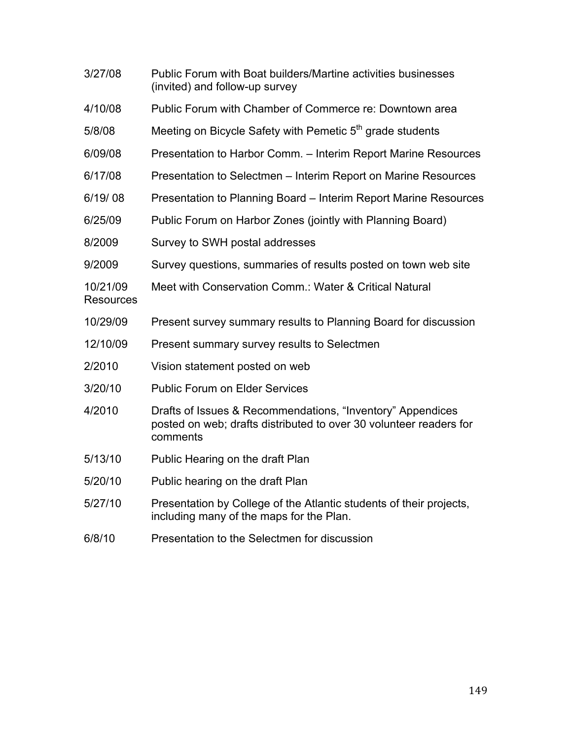| | |
|---|---|
| 3/27/08 | Public Forum with Boat builders/Martine activities businesses (invited) and follow-up survey |
| 4/10/08 | Public Forum with Chamber of Commerce re: Downtown area |
| 5/8/08 | Meeting on Bicycle Safety with Pemetic 5th grade students |
| 6/09/08 | Presentation to Harbor Comm. – Interim Report Marine Resources |
| 6/17/08 | Presentation to Selectmen – Interim Report on Marine Resources |
| 6/19/ 08 | Presentation to Planning Board – Interim Report Marine Resources |
| 6/25/09 | Public Forum on Harbor Zones (jointly with Planning Board) |
| 8/2009 | Survey to SWH postal addresses |
| 9/2009 | Survey questions, summaries of results posted on town web site |
| 10/21/09 | Meet with Conservation Comm.: Water & Critical Natural Resources |
| 10/29/09 | Present survey summary results to Planning Board for discussion |
| 12/10/09 | Present summary survey results to Selectmen |
| 2/2010 | Vision statement posted on web |
| 3/20/10 | Public Forum on Elder Services |
| 4/2010 | Drafts of Issues & Recommendations, "Inventory" Appendices posted on web; drafts distributed to over 30 volunteer readers for comments |
| 5/13/10 | Public Hearing on the draft Plan |
| 5/20/10 | Public hearing on the draft Plan |
| 5/27/10 | Presentation by College of the Atlantic students of their projects, including many of the maps for the Plan. |
| 6/8/10 | Presentation to the Selectmen for discussion |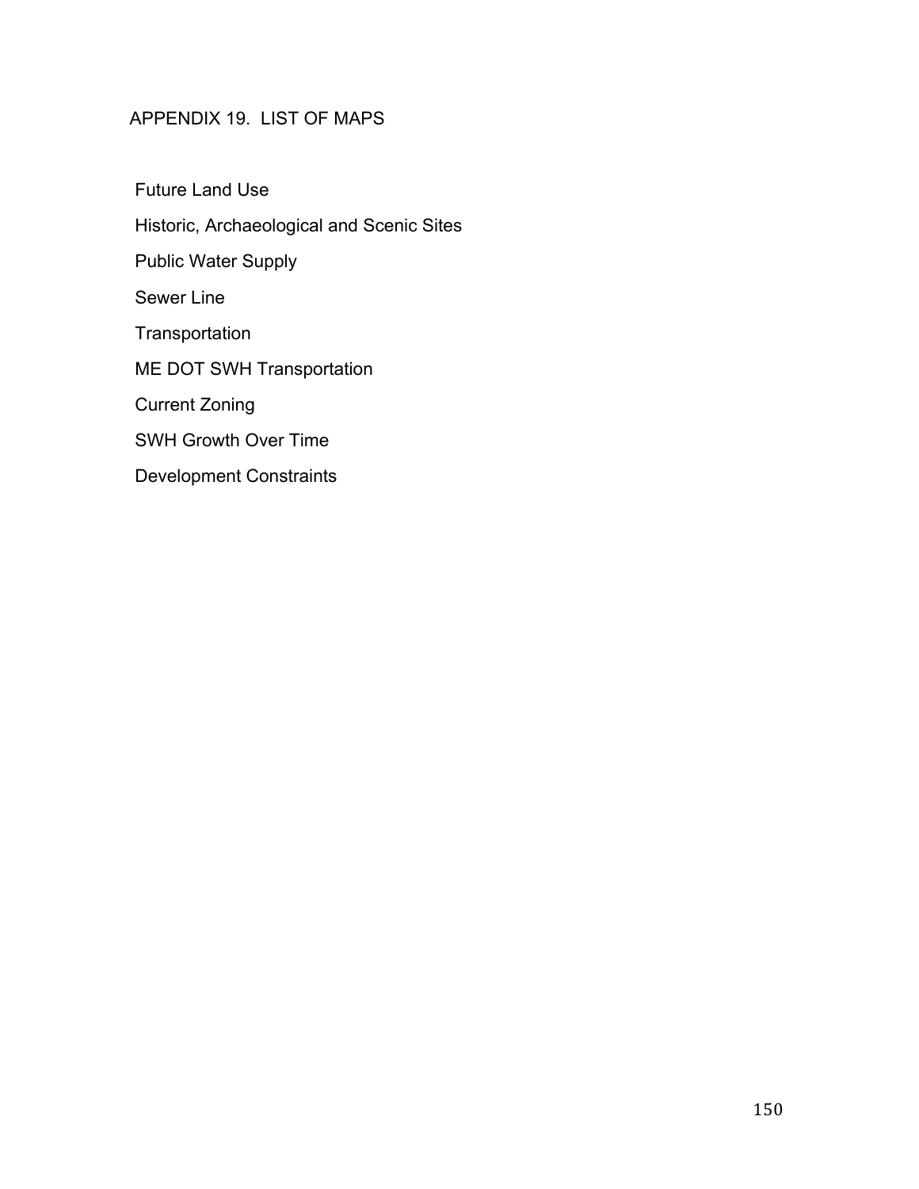## APPENDIX 19. LIST OF MAPS

Future Land Use

Historic, Archaeological and Scenic Sites

Public Water Supply

Sewer Line

Transportation

ME DOT SWH Transportation

Current Zoning

SWH Growth Over Time

Development Constraints